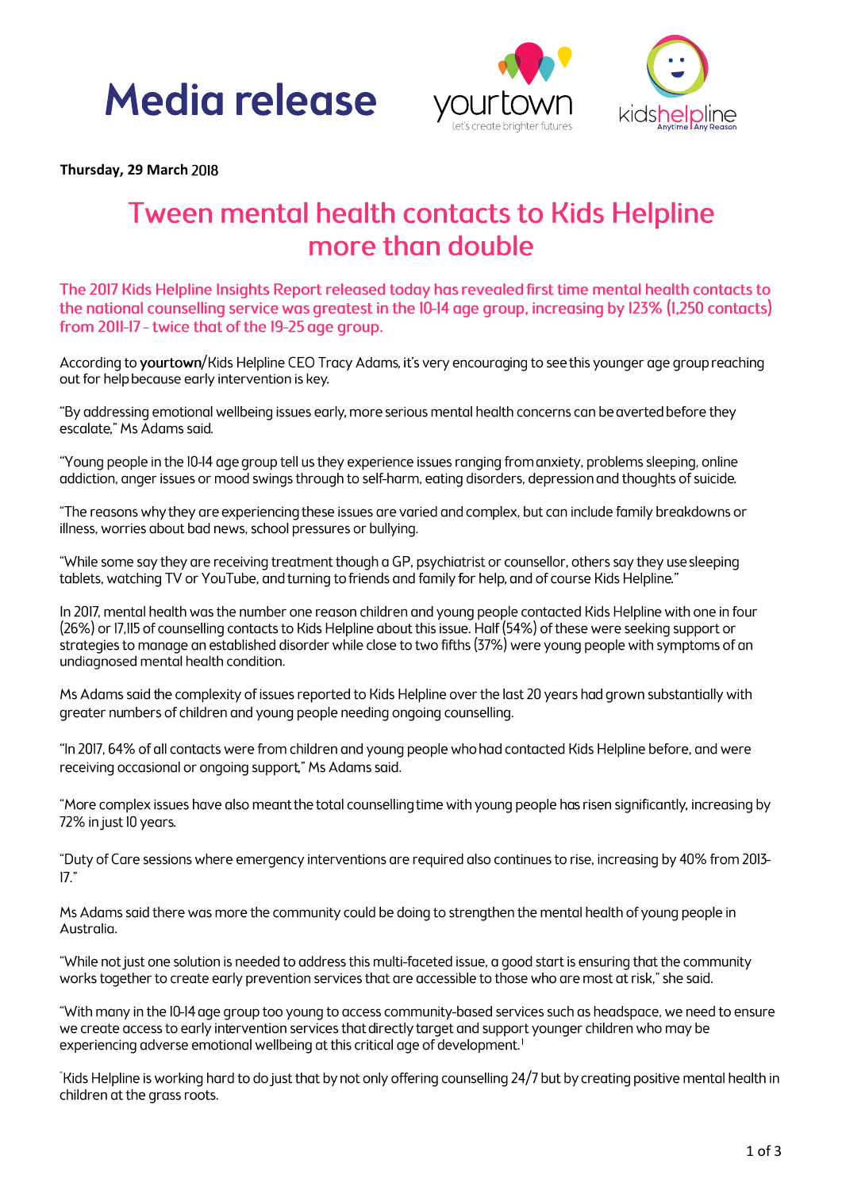# Media release

**Thursday, 29 March 2018**

## Tween mental health contacts to Kids Helpline more than double

**The 2017 Kids Helpline Insights Report released today has revealed first time mental health contacts to the national counselling service was greatest in the 10-14 age group, increasing by 123% (1,250 contacts) from 2011-17 - twice that of the 19-25 age group.**

According to **yourtown**/Kids Helpline CEO Tracy Adams, it's very encouraging to see this younger age group reaching out for help because early intervention is key.

"By addressing emotional wellbeing issues early, more serious mental health concerns can be averted before they escalate," Ms Adams said.

"Young people in the 10-14 age group tell us they experience issues ranging from anxiety, problems sleeping, online addiction, anger issues or mood swings through to self-harm, eating disorders, depression and thoughts of suicide.

"The reasons why they are experiencing these issues are varied and complex, but can include family breakdowns or illness, worries about bad news, school pressures or bullying.

"While some say they are receiving treatment though a GP, psychiatrist or counsellor, others say they use sleeping tablets, watching TV or YouTube, and turning to friends and family for help, and of course Kids Helpline."

In 2017, mental health was the number one reason children and young people contacted Kids Helpline with one in four (26%) or 17,115 of counselling contacts to Kids Helpline about this issue. Half (54%) of these were seeking support or strategies to manage an established disorder while close to two fifths (37%) were young people with symptoms of an undiagnosed mental health condition.

Ms Adams said the complexity of issues reported to Kids Helpline over the last 20 years had grown substantially with greater numbers of children and young people needing ongoing counselling.

"In 2017, 64% of all contacts were from children and young people who had contacted Kids Helpline before, and were receiving occasional or ongoing support," Ms Adams said.

"More complex issues have also meant the total counselling time with young people has risen significantly, increasing by 72% in just 10 years.

"Duty of Care sessions where emergency interventions are required also continues to rise, increasing by 40% from 2013-17."

Ms Adams said there was more the community could be doing to strengthen the mental health of young people in Australia.

"While not just one solution is needed to address this multi-faceted issue, a good start is ensuring that the community works together to create early prevention services that are accessible to those who are most at risk," she said.

"With many in the 10-14 age group too young to access community-based services such as headspace, we need to ensure we create access to early intervention services that directly target and support younger children who may be experiencing adverse emotional wellbeing at this critical age of development.[1]

"Kids Helpline is working hard to do just that by not only offering counselling 24/7 but by creating positive mental health in children at the grass roots.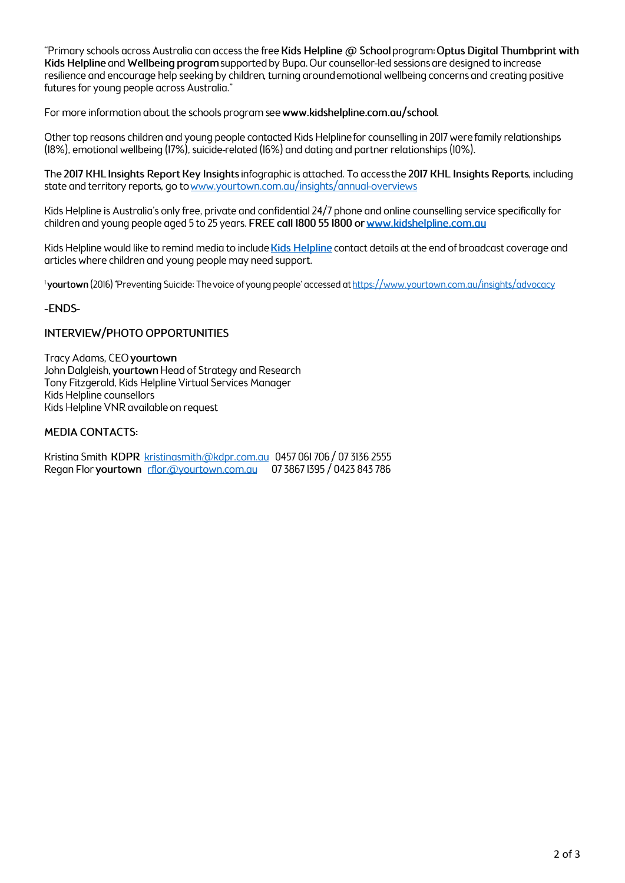"Primary schools across Australia can access the free **Kids Helpline @ School** program: **Optus Digital Thumbprint with Kids Helpline** and **Wellbeing program** supported by Bupa. Our counsellor-led sessions are designed to increase resilience and encourage help seeking by children, turning around emotional wellbeing concerns and creating positive futures for young people across Australia."

For more information about the schools program see **www.kidshelpline.com.au/school**.

Other top reasons children and young people contacted Kids Helpline for counselling in 2017 were family relationships (18%), emotional wellbeing (17%), suicide-related (16%) and dating and partner relationships (10%).

The **2017 KHL Insights Report Key Insights** infographic is attached. To access the **2017 KHL Insights Reports**, including state and territory reports, go to www.yourtown.com.au/insights/annual-overviews

Kids Helpline is Australia's only free, private and confidential 24/7 phone and online counselling service specifically for children and young people aged 5 to 25 years. **FREE call 1800 55 1800 or www.kidshelpline.com.au**

Kids Helpline would like to remind media to include **Kids Helpline** contact details at the end of broadcast coverage and articles where children and young people may need support.

[1] **yourtown** (2016) 'Preventing Suicide: The voice of young people' accessed at https://www.yourtown.com.au/insights/advocacy

-ENDS-

**INTERVIEW/PHOTO OPPORTUNITIES**

Tracy Adams, CEO **yourtown**
John Dalgleish, **yourtown** Head of Strategy and Research
Tony Fitzgerald, Kids Helpline Virtual Services Manager
Kids Helpline counsellors
Kids Helpline VNR available on request

**MEDIA CONTACTS:**

Kristina Smith **KDPR** kristinasmith@kdpr.com.au 0457 061 706 / 07 3136 2555
Regan Flor **yourtown** rflor@yourtown.com.au 07 3867 1395 / 0423 843 786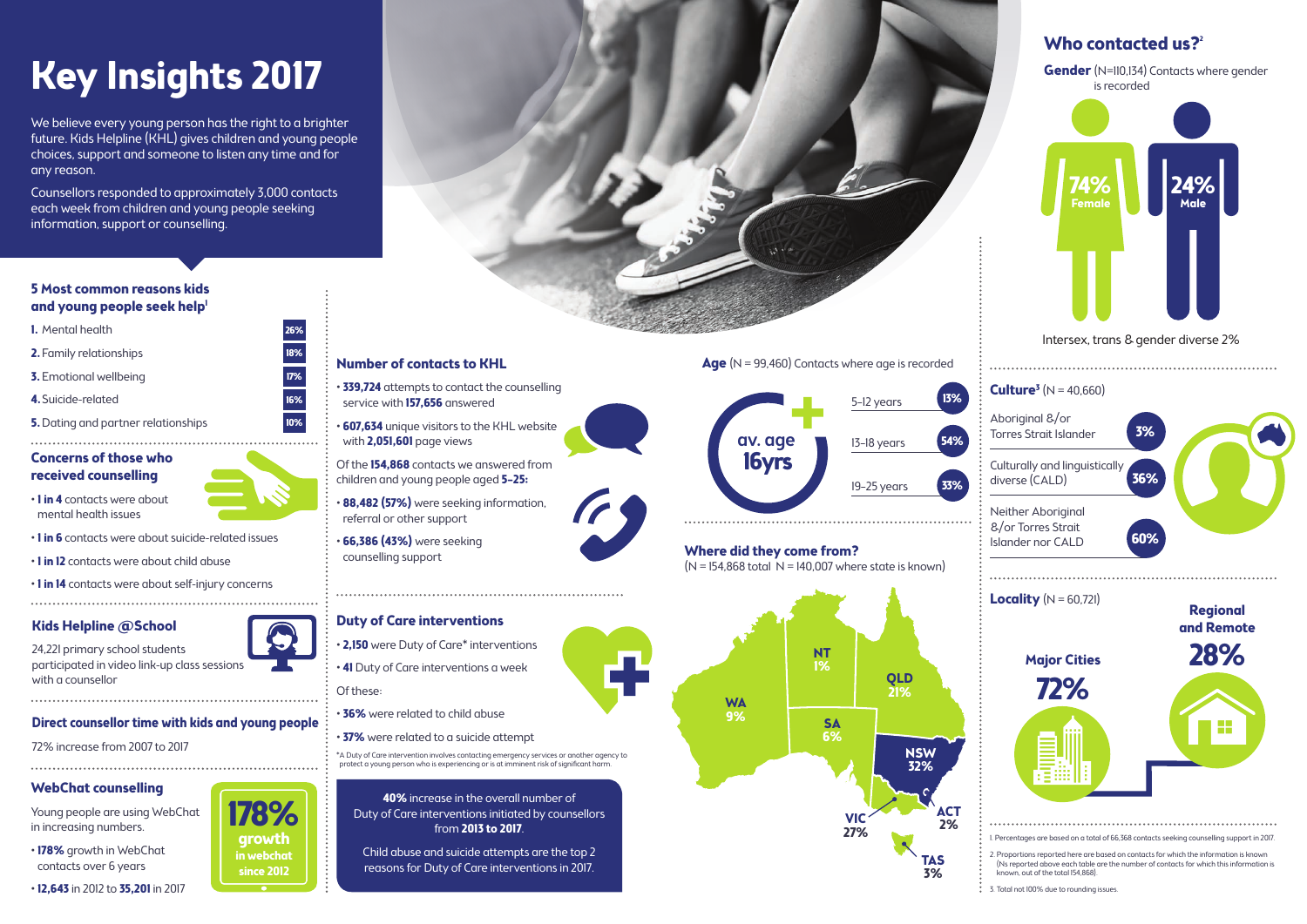# Key Insights 2017

We believe every young person has the right to a brighter future. Kids Helpline (KHL) gives children and young people choices, support and someone to listen any time and for any reason.

Counsellors responded to approximately 3,000 contacts each week from children and young people seeking information, support or counselling.

## 5 Most common reasons kids and young people seek help[1]

1. Mental health 26%
2. Family relationships 18%
3. Emotional wellbeing 17%
4. Suicide-related 16%
5. Dating and partner relationships 10%

## Concerns of those who received counselling

- **1 in 4** contacts were about mental health issues
- **1 in 6** contacts were about suicide-related issues
- **1 in 12** contacts were about child abuse
- **1 in 14** contacts were about self-injury concerns

## Kids Helpline @School

24,221 primary school students participated in video link-up class sessions with a counsellor

## Direct counsellor time with kids and young people

72% increase from 2007 to 2017

## WebChat counselling

Young people are using WebChat in increasing numbers.

- **178%** growth in WebChat contacts over 6 years
- **12,643** in 2012 to **35,201** in 2017

**178% growth in webchat since 2012**

## Number of contacts to KHL

- **339,724** attempts to contact the counselling service with **157,656** answered
- **607,634** unique visitors to the KHL website with **2,051,601** page views

Of the **154,868** contacts we answered from children and young people aged **5–25:**

- **88,482 (57%)** were seeking information, referral or other support
- **66,386 (43%)** were seeking counselling support

## Duty of Care interventions

- **2,150** were Duty of Care* interventions
- **41** Duty of Care interventions a week

Of these:

- **36%** were related to child abuse
- **37%** were related to a suicide attempt

*A Duty of Care intervention involves contacting emergency services or another agency to protect a young person who is experiencing or is at imminent risk of significant harm.

**40%** increase in the overall number of Duty of Care interventions initiated by counsellors from **2013 to 2017**.

Child abuse and suicide attempts are the top 2 reasons for Duty of Care interventions in 2017.

## Age (N = 99,460) Contacts where age is recorded

av. age 16yrs

- 5–12 years 13%
- 13–18 years 54%
- 19–25 years 33%

## Where did they come from?

(N = 154,868 total N = 140,007 where state is known)

WA 9%
NT 1%
SA 6%
QLD 21%
NSW 32%
ACT 2%
VIC 27%
TAS 3%

## Who contacted us?[2]

**Gender** (N=110,134) Contacts where gender is recorded

74% Female
24% Male

Intersex, trans & gender diverse 2%

**Culture[3]** (N = 40,660)

- Aboriginal &/or Torres Strait Islander 3%
- Culturally and linguistically diverse (CALD) 36%
- Neither Aboriginal &/or Torres Strait Islander nor CALD 60%

**Locality** (N = 60,721)

Major Cities 72%
Regional and Remote 28%

1. Percentages are based on a total of 66,368 contacts seeking counselling support in 2017.
2. Proportions reported here are based on contacts for which the information is known (Ns reported above each table are the number of contacts for which this information is known, out of the total 154,868).
3. Total not 100% due to rounding issues.